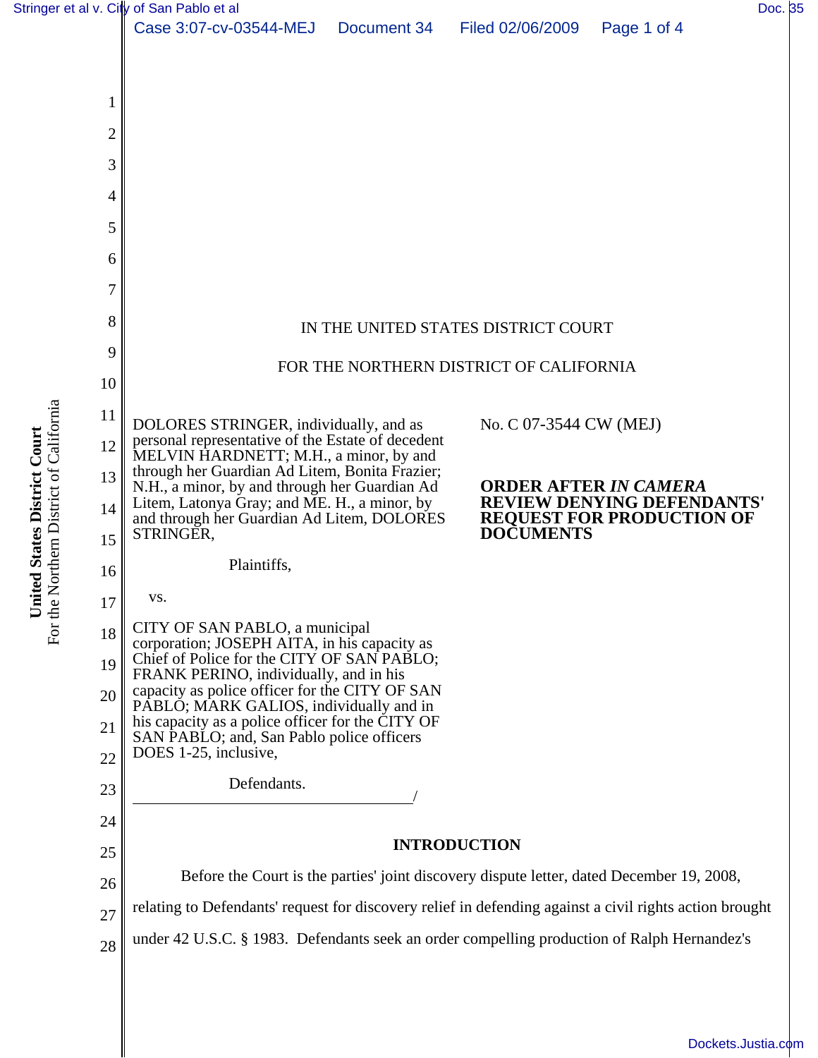IN THE UNITED STATES DISTRICT COURT

FOR THE NORTHERN DISTRICT OF CALIFORNIA

DOLORES STRINGER, individually, and as personal representative of the Estate of decedent MELVIN HARDNETT; M.H., a minor, by and through her Guardian Ad Litem, Bonita Frazier; N.H., a minor, by and through her Guardian Ad Litem, Latonya Gray; and ME. H., a minor, by and through her Guardian Ad Litem, DOLORES STRINGER,

Plaintiffs,

vs.

CITY OF SAN PABLO, a municipal corporation; JOSEPH AITA, in his capacity as Chief of Police for the CITY OF SAN PABLO; FRANK PERINO, individually, and in his capacity as police officer for the CITY OF SAN PABLO; MARK GALIOS, individually and in his capacity as a police officer for the CITY OF SAN PABLO; and, San Pablo police officers DOES 1-25, inclusive,

Defendants.
_____________________________________/

No. C 07-3544 CW (MEJ)

**ORDER AFTER *IN CAMERA* REVIEW DENYING DEFENDANTS' REQUEST FOR PRODUCTION OF DOCUMENTS**

## INTRODUCTION

Before the Court is the parties' joint discovery dispute letter, dated December 19, 2008, relating to Defendants' request for discovery relief in defending against a civil rights action brought under 42 U.S.C. § 1983. Defendants seek an order compelling production of Ralph Hernandez's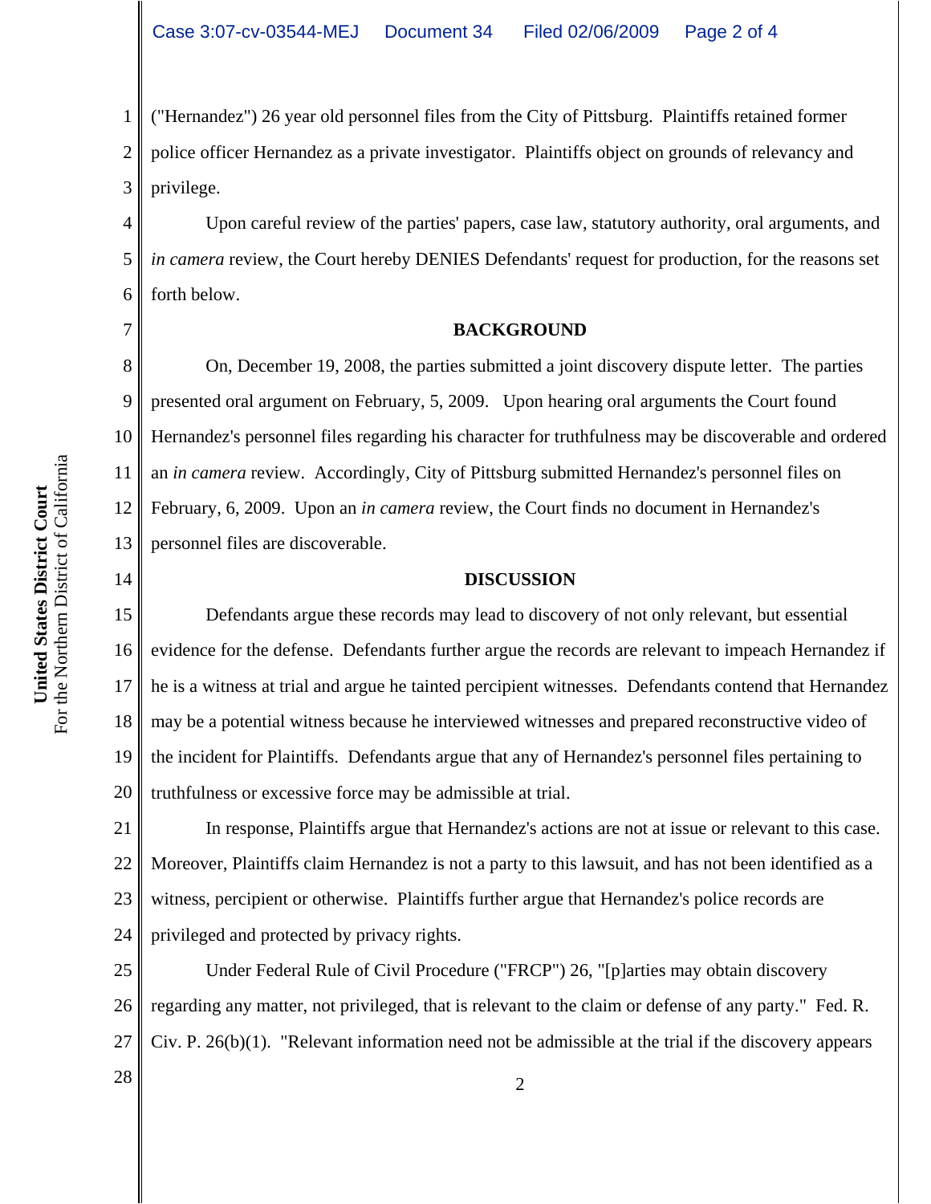("Hernandez") 26 year old personnel files from the City of Pittsburg. Plaintiffs retained former police officer Hernandez as a private investigator. Plaintiffs object on grounds of relevancy and privilege.

Upon careful review of the parties' papers, case law, statutory authority, oral arguments, and *in camera* review, the Court hereby DENIES Defendants' request for production, for the reasons set forth below.

**BACKGROUND**

On, December 19, 2008, the parties submitted a joint discovery dispute letter. The parties presented oral argument on February, 5, 2009. Upon hearing oral arguments the Court found Hernandez's personnel files regarding his character for truthfulness may be discoverable and ordered an *in camera* review. Accordingly, City of Pittsburg submitted Hernandez's personnel files on February, 6, 2009. Upon an *in camera* review, the Court finds no document in Hernandez's personnel files are discoverable.

**DISCUSSION**

Defendants argue these records may lead to discovery of not only relevant, but essential evidence for the defense. Defendants further argue the records are relevant to impeach Hernandez if he is a witness at trial and argue he tainted percipient witnesses. Defendants contend that Hernandez may be a potential witness because he interviewed witnesses and prepared reconstructive video of the incident for Plaintiffs. Defendants argue that any of Hernandez's personnel files pertaining to truthfulness or excessive force may be admissible at trial.

In response, Plaintiffs argue that Hernandez's actions are not at issue or relevant to this case. Moreover, Plaintiffs claim Hernandez is not a party to this lawsuit, and has not been identified as a witness, percipient or otherwise. Plaintiffs further argue that Hernandez's police records are privileged and protected by privacy rights.

Under Federal Rule of Civil Procedure ("FRCP") 26, "[p]arties may obtain discovery regarding any matter, not privileged, that is relevant to the claim or defense of any party." Fed. R. Civ. P. 26(b)(1). "Relevant information need not be admissible at the trial if the discovery appears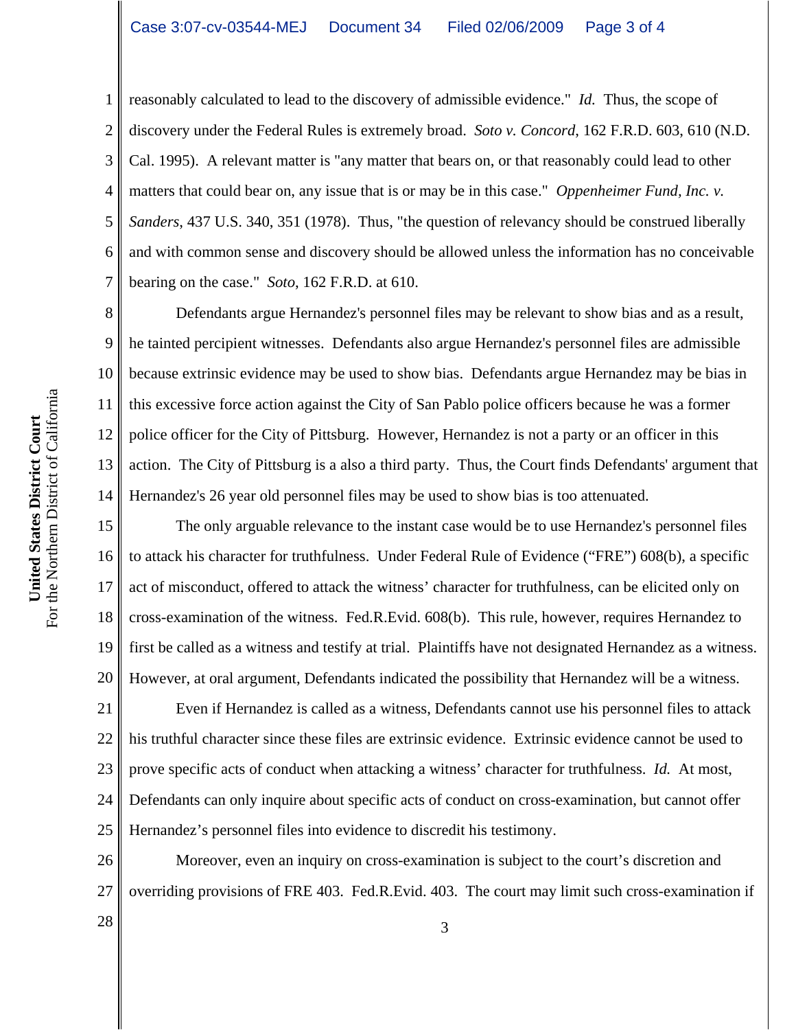reasonably calculated to lead to the discovery of admissible evidence." *Id.* Thus, the scope of discovery under the Federal Rules is extremely broad. *Soto v. Concord*, 162 F.R.D. 603, 610 (N.D. Cal. 1995). A relevant matter is "any matter that bears on, or that reasonably could lead to other matters that could bear on, any issue that is or may be in this case." *Oppenheimer Fund, Inc. v. Sanders*, 437 U.S. 340, 351 (1978). Thus, "the question of relevancy should be construed liberally and with common sense and discovery should be allowed unless the information has no conceivable bearing on the case." *Soto*, 162 F.R.D. at 610.

Defendants argue Hernandez's personnel files may be relevant to show bias and as a result, he tainted percipient witnesses. Defendants also argue Hernandez's personnel files are admissible because extrinsic evidence may be used to show bias. Defendants argue Hernandez may be bias in this excessive force action against the City of San Pablo police officers because he was a former police officer for the City of Pittsburg. However, Hernandez is not a party or an officer in this action. The City of Pittsburg is a also a third party. Thus, the Court finds Defendants' argument that Hernandez's 26 year old personnel files may be used to show bias is too attenuated.

The only arguable relevance to the instant case would be to use Hernandez's personnel files to attack his character for truthfulness. Under Federal Rule of Evidence ("FRE") 608(b), a specific act of misconduct, offered to attack the witness' character for truthfulness, can be elicited only on cross-examination of the witness. Fed.R.Evid. 608(b). This rule, however, requires Hernandez to first be called as a witness and testify at trial. Plaintiffs have not designated Hernandez as a witness. However, at oral argument, Defendants indicated the possibility that Hernandez will be a witness.

Even if Hernandez is called as a witness, Defendants cannot use his personnel files to attack his truthful character since these files are extrinsic evidence. Extrinsic evidence cannot be used to prove specific acts of conduct when attacking a witness' character for truthfulness. *Id.* At most, Defendants can only inquire about specific acts of conduct on cross-examination, but cannot offer Hernandez's personnel files into evidence to discredit his testimony.

Moreover, even an inquiry on cross-examination is subject to the court's discretion and overriding provisions of FRE 403. Fed.R.Evid. 403. The court may limit such cross-examination if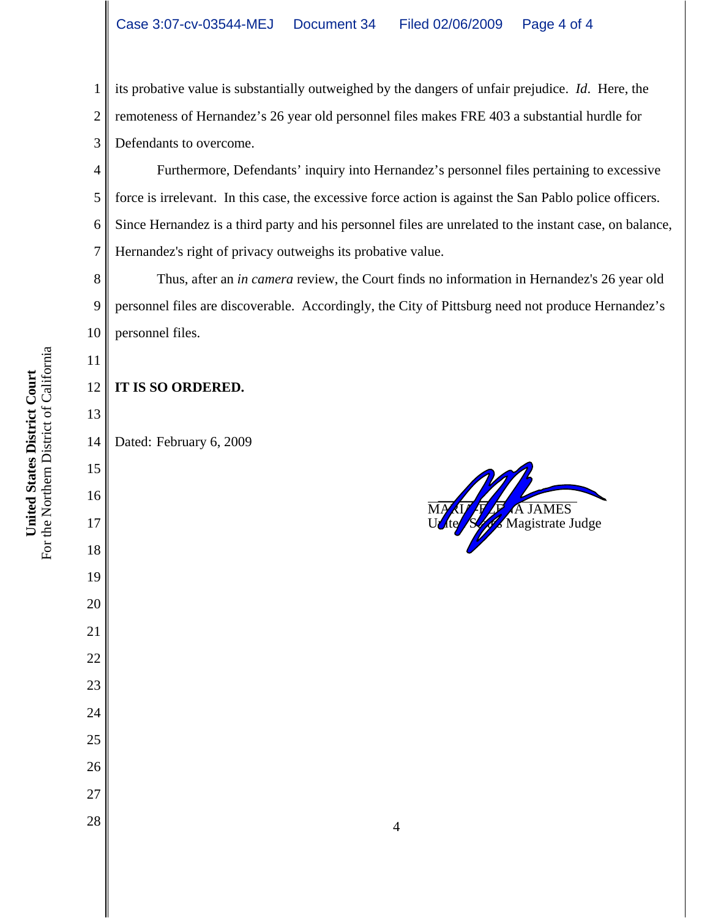its probative value is substantially outweighed by the dangers of unfair prejudice. *Id*. Here, the remoteness of Hernandez's 26 year old personnel files makes FRE 403 a substantial hurdle for Defendants to overcome.

Furthermore, Defendants' inquiry into Hernandez's personnel files pertaining to excessive force is irrelevant. In this case, the excessive force action is against the San Pablo police officers. Since Hernandez is a third party and his personnel files are unrelated to the instant case, on balance, Hernandez's right of privacy outweighs its probative value.

Thus, after an *in camera* review, the Court finds no information in Hernandez's 26 year old personnel files are discoverable. Accordingly, the City of Pittsburg need not produce Hernandez's personnel files.

**IT IS SO ORDERED.**

Dated: February 6, 2009

MARIA-ELENA JAMES
United States Magistrate Judge